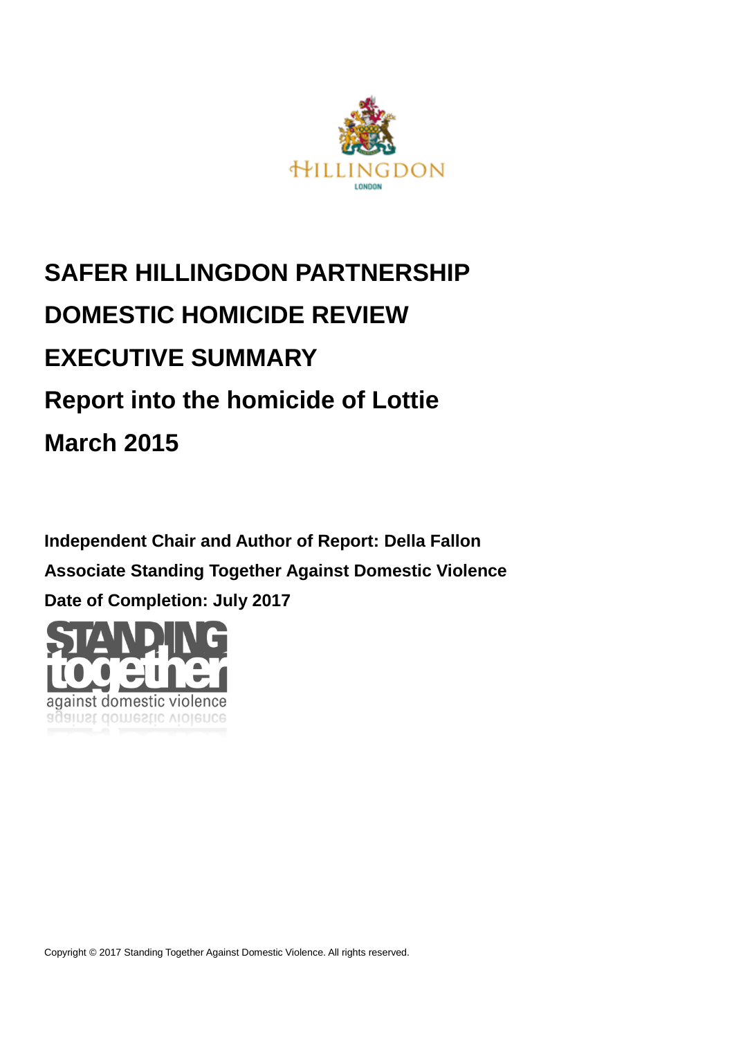# SAFER HILLINGDON PARTNERSHIP

# DOMESTIC HOMICIDE REVIEW

# EXECUTIVE SUMMARY

## Report into the homicide of Lottie

## March 2015

**Independent Chair and Author of Report: Della Fallon**

**Associate Standing Together Against Domestic Violence**

**Date of Completion: July 2017**

Copyright © 2017 Standing Together Against Domestic Violence. All rights reserved.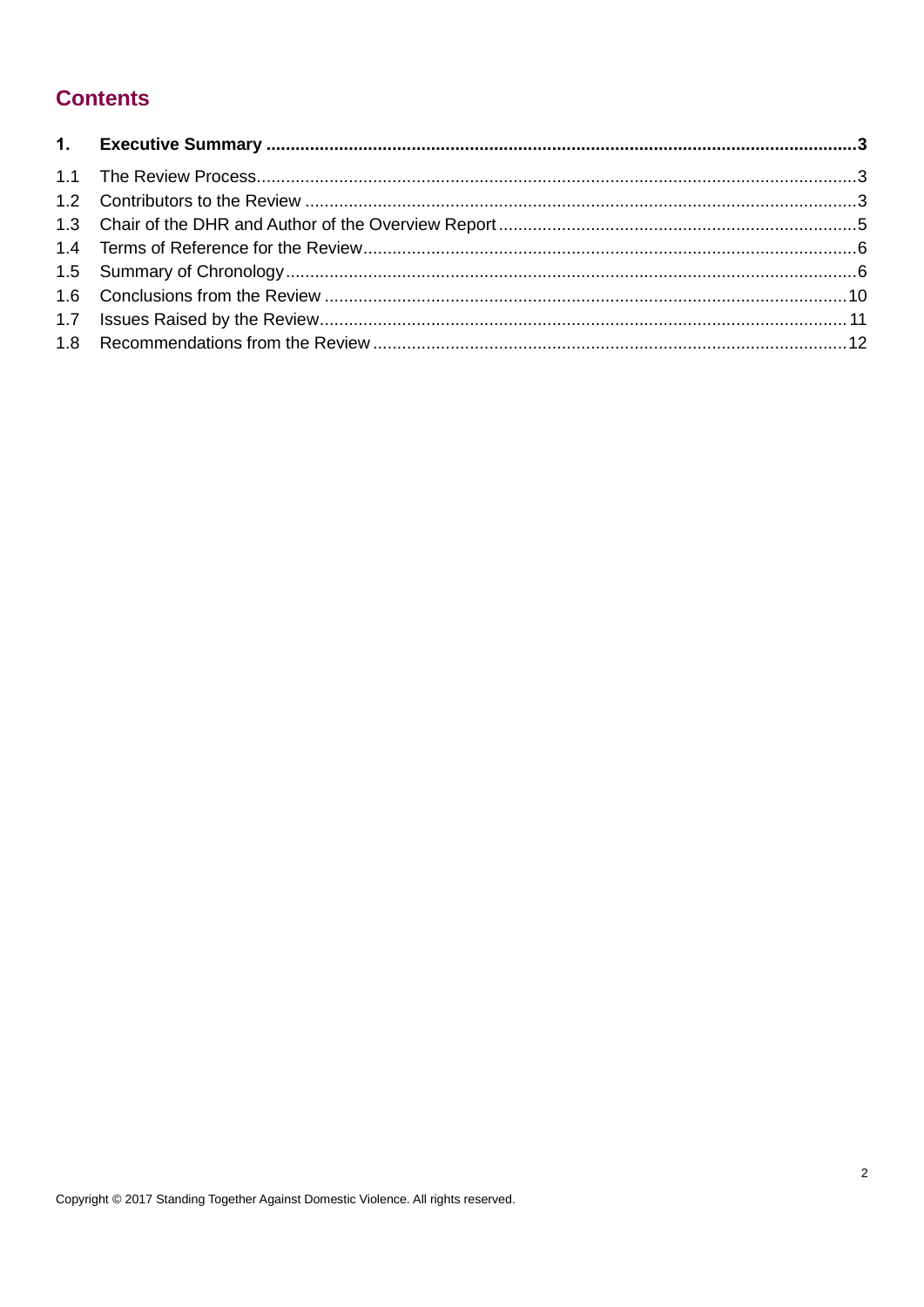## Contents

| | | |
|---|---|---|
| **1.** | **Executive Summary** | **3** |
| 1.1 | The Review Process | 3 |
| 1.2 | Contributors to the Review | 3 |
| 1.3 | Chair of the DHR and Author of the Overview Report | 5 |
| 1.4 | Terms of Reference for the Review | 6 |
| 1.5 | Summary of Chronology | 6 |
| 1.6 | Conclusions from the Review | 10 |
| 1.7 | Issues Raised by the Review | 11 |
| 1.8 | Recommendations from the Review | 12 |

Copyright © 2017 Standing Together Against Domestic Violence. All rights reserved.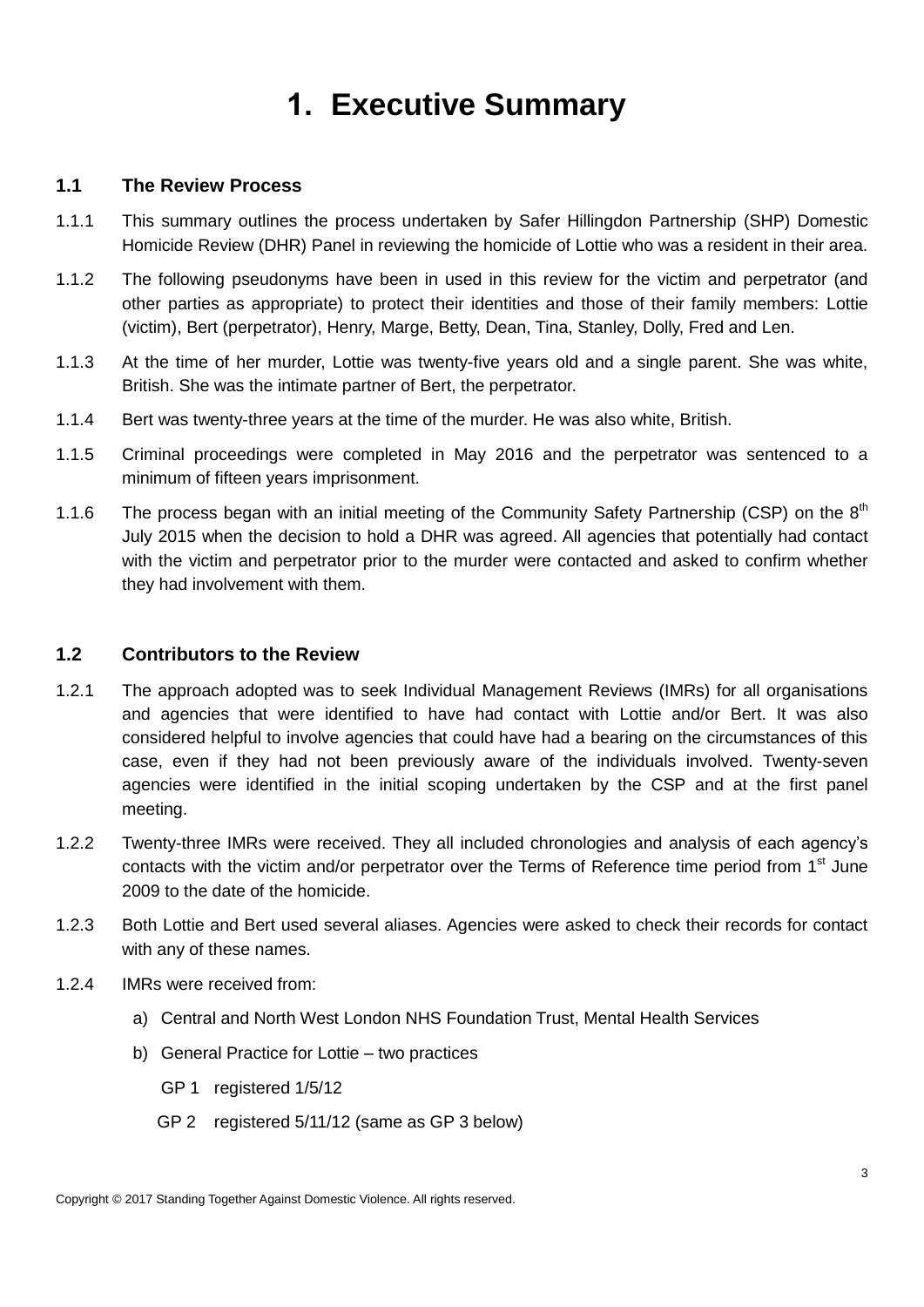# 1. Executive Summary

## 1.1 The Review Process

1.1.1 This summary outlines the process undertaken by Safer Hillingdon Partnership (SHP) Domestic Homicide Review (DHR) Panel in reviewing the homicide of Lottie who was a resident in their area.

1.1.2 The following pseudonyms have been in used in this review for the victim and perpetrator (and other parties as appropriate) to protect their identities and those of their family members: Lottie (victim), Bert (perpetrator), Henry, Marge, Betty, Dean, Tina, Stanley, Dolly, Fred and Len.

1.1.3 At the time of her murder, Lottie was twenty-five years old and a single parent. She was white, British. She was the intimate partner of Bert, the perpetrator.

1.1.4 Bert was twenty-three years at the time of the murder. He was also white, British.

1.1.5 Criminal proceedings were completed in May 2016 and the perpetrator was sentenced to a minimum of fifteen years imprisonment.

1.1.6 The process began with an initial meeting of the Community Safety Partnership (CSP) on the 8th July 2015 when the decision to hold a DHR was agreed. All agencies that potentially had contact with the victim and perpetrator prior to the murder were contacted and asked to confirm whether they had involvement with them.

## 1.2 Contributors to the Review

1.2.1 The approach adopted was to seek Individual Management Reviews (IMRs) for all organisations and agencies that were identified to have had contact with Lottie and/or Bert. It was also considered helpful to involve agencies that could have had a bearing on the circumstances of this case, even if they had not been previously aware of the individuals involved. Twenty-seven agencies were identified in the initial scoping undertaken by the CSP and at the first panel meeting.

1.2.2 Twenty-three IMRs were received. They all included chronologies and analysis of each agency's contacts with the victim and/or perpetrator over the Terms of Reference time period from 1st June 2009 to the date of the homicide.

1.2.3 Both Lottie and Bert used several aliases. Agencies were asked to check their records for contact with any of these names.

1.2.4 IMRs were received from:

a) Central and North West London NHS Foundation Trust, Mental Health Services

b) General Practice for Lottie – two practices

GP 1 registered 1/5/12

GP 2 registered 5/11/12 (same as GP 3 below)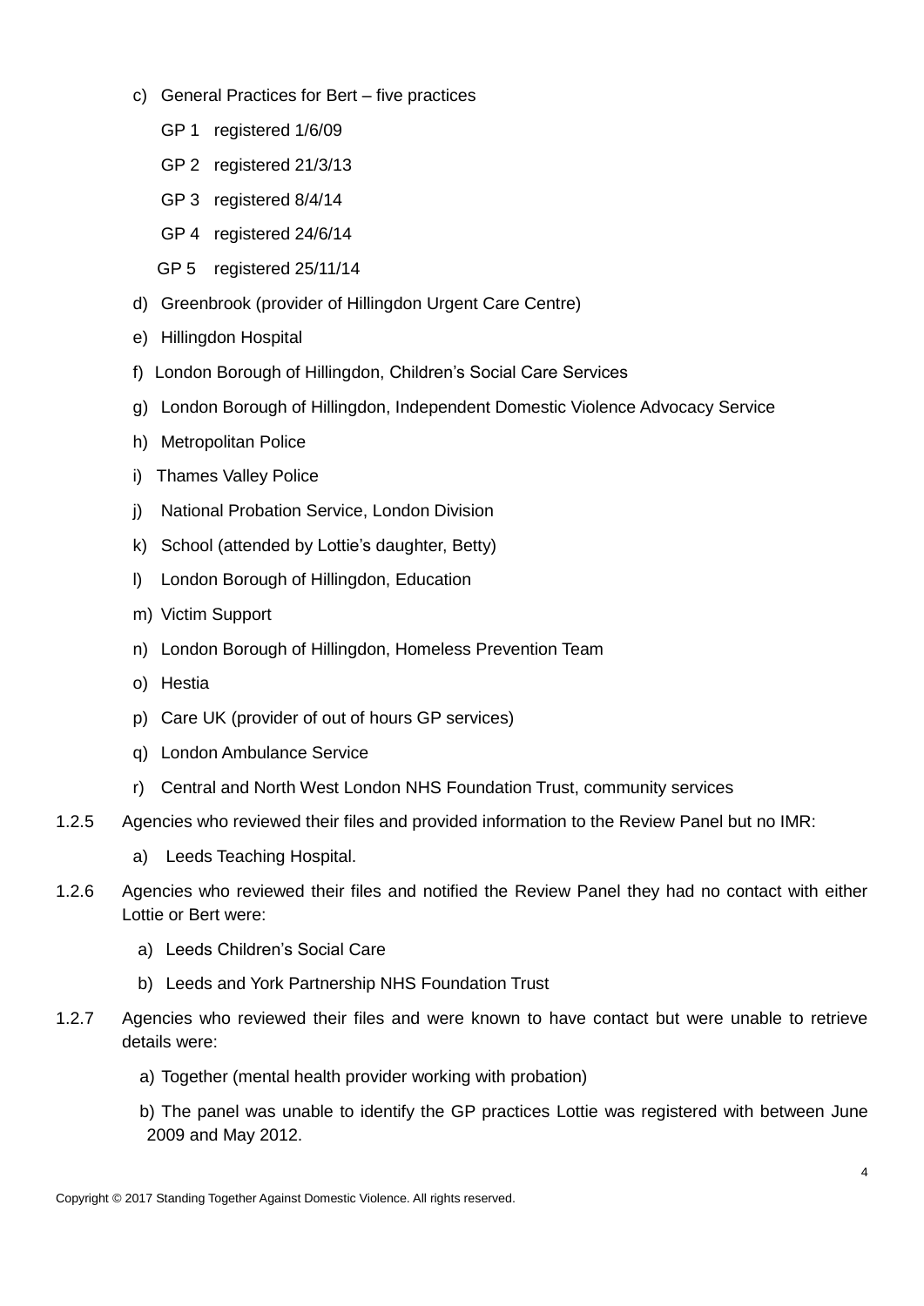c) General Practices for Bert – five practices

   GP 1 registered 1/6/09

   GP 2 registered 21/3/13

   GP 3 registered 8/4/14

   GP 4 registered 24/6/14

   GP 5 registered 25/11/14

d) Greenbrook (provider of Hillingdon Urgent Care Centre)

e) Hillingdon Hospital

f) London Borough of Hillingdon, Children's Social Care Services

g) London Borough of Hillingdon, Independent Domestic Violence Advocacy Service

h) Metropolitan Police

i) Thames Valley Police

j) National Probation Service, London Division

k) School (attended by Lottie's daughter, Betty)

l) London Borough of Hillingdon, Education

m) Victim Support

n) London Borough of Hillingdon, Homeless Prevention Team

o) Hestia

p) Care UK (provider of out of hours GP services)

q) London Ambulance Service

r) Central and North West London NHS Foundation Trust, community services

1.2.5 Agencies who reviewed their files and provided information to the Review Panel but no IMR:

a) Leeds Teaching Hospital.

1.2.6 Agencies who reviewed their files and notified the Review Panel they had no contact with either Lottie or Bert were:

a) Leeds Children's Social Care

b) Leeds and York Partnership NHS Foundation Trust

1.2.7 Agencies who reviewed their files and were known to have contact but were unable to retrieve details were:

a) Together (mental health provider working with probation)

b) The panel was unable to identify the GP practices Lottie was registered with between June 2009 and May 2012.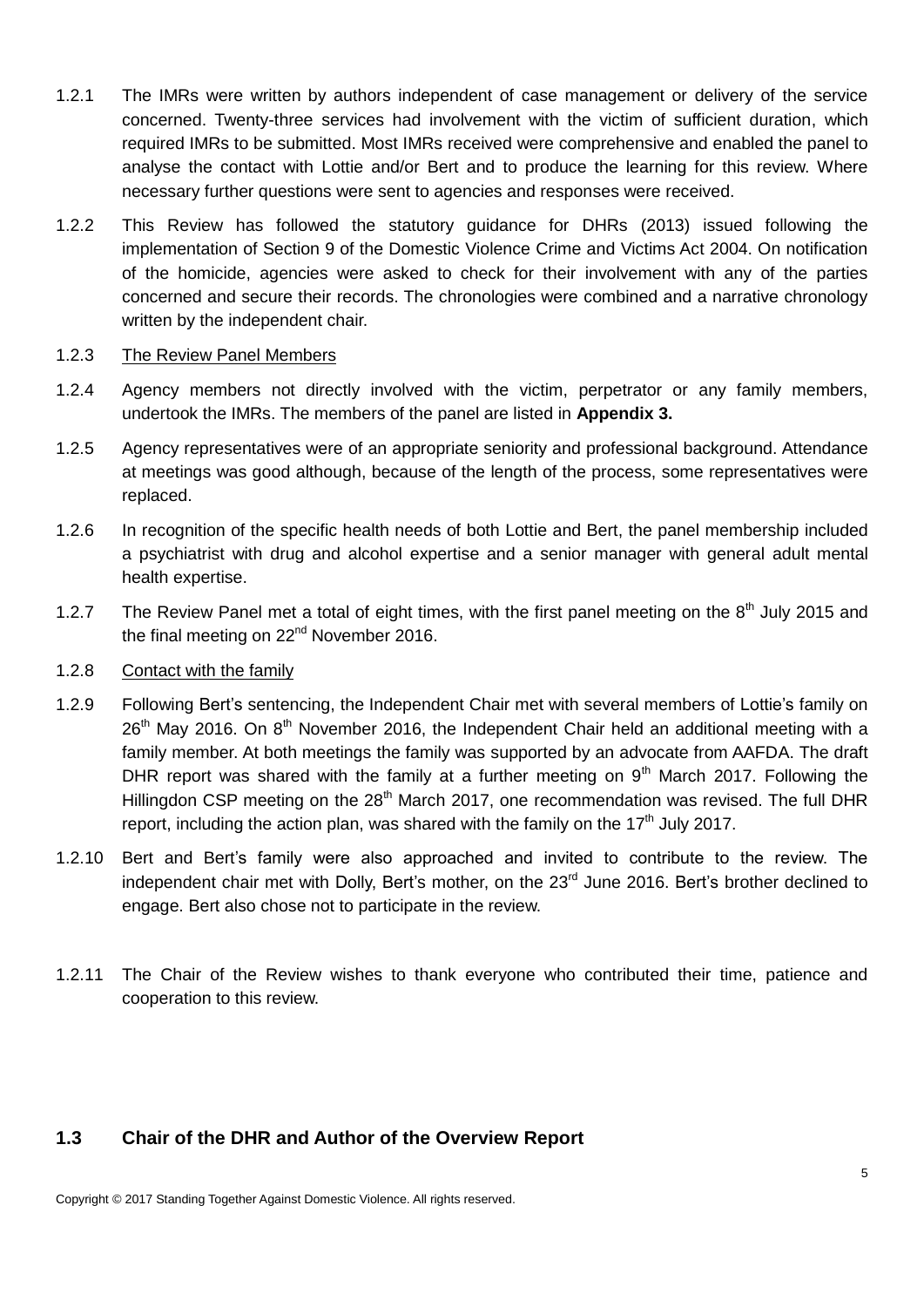1.2.1 The IMRs were written by authors independent of case management or delivery of the service concerned. Twenty-three services had involvement with the victim of sufficient duration, which required IMRs to be submitted. Most IMRs received were comprehensive and enabled the panel to analyse the contact with Lottie and/or Bert and to produce the learning for this review. Where necessary further questions were sent to agencies and responses were received.

1.2.2 This Review has followed the statutory guidance for DHRs (2013) issued following the implementation of Section 9 of the Domestic Violence Crime and Victims Act 2004. On notification of the homicide, agencies were asked to check for their involvement with any of the parties concerned and secure their records. The chronologies were combined and a narrative chronology written by the independent chair.

1.2.3 The Review Panel Members

1.2.4 Agency members not directly involved with the victim, perpetrator or any family members, undertook the IMRs. The members of the panel are listed in **Appendix 3.**

1.2.5 Agency representatives were of an appropriate seniority and professional background. Attendance at meetings was good although, because of the length of the process, some representatives were replaced.

1.2.6 In recognition of the specific health needs of both Lottie and Bert, the panel membership included a psychiatrist with drug and alcohol expertise and a senior manager with general adult mental health expertise.

1.2.7 The Review Panel met a total of eight times, with the first panel meeting on the 8th July 2015 and the final meeting on 22nd November 2016.

1.2.8 Contact with the family

1.2.9 Following Bert's sentencing, the Independent Chair met with several members of Lottie's family on 26th May 2016. On 8th November 2016, the Independent Chair held an additional meeting with a family member. At both meetings the family was supported by an advocate from AAFDA. The draft DHR report was shared with the family at a further meeting on 9th March 2017. Following the Hillingdon CSP meeting on the 28th March 2017, one recommendation was revised. The full DHR report, including the action plan, was shared with the family on the 17th July 2017.

1.2.10 Bert and Bert's family were also approached and invited to contribute to the review. The independent chair met with Dolly, Bert's mother, on the 23rd June 2016. Bert's brother declined to engage. Bert also chose not to participate in the review.

1.2.11 The Chair of the Review wishes to thank everyone who contributed their time, patience and cooperation to this review.

## 1.3 Chair of the DHR and Author of the Overview Report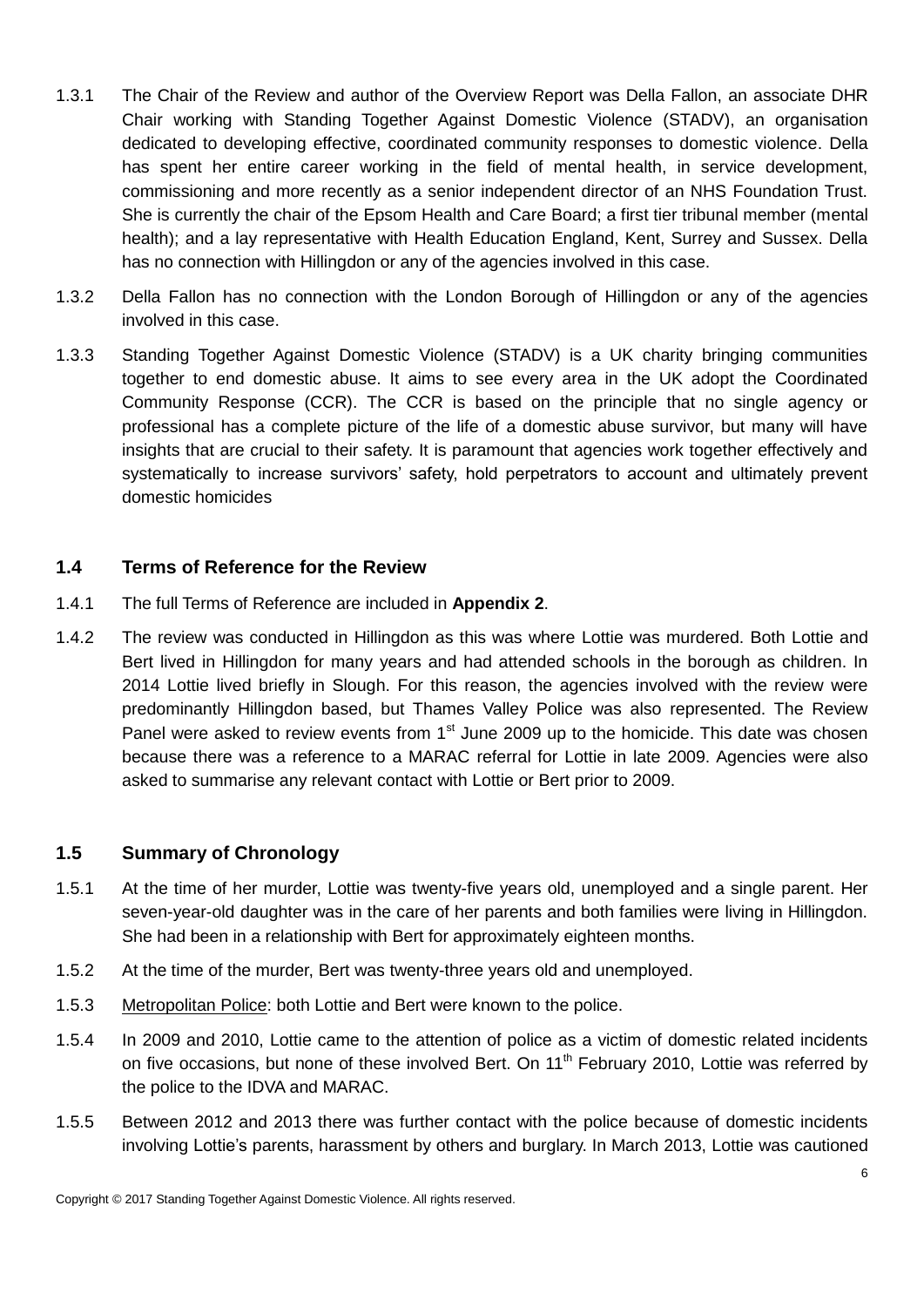1.3.1 The Chair of the Review and author of the Overview Report was Della Fallon, an associate DHR Chair working with Standing Together Against Domestic Violence (STADV), an organisation dedicated to developing effective, coordinated community responses to domestic violence. Della has spent her entire career working in the field of mental health, in service development, commissioning and more recently as a senior independent director of an NHS Foundation Trust. She is currently the chair of the Epsom Health and Care Board; a first tier tribunal member (mental health); and a lay representative with Health Education England, Kent, Surrey and Sussex. Della has no connection with Hillingdon or any of the agencies involved in this case.

1.3.2 Della Fallon has no connection with the London Borough of Hillingdon or any of the agencies involved in this case.

1.3.3 Standing Together Against Domestic Violence (STADV) is a UK charity bringing communities together to end domestic abuse. It aims to see every area in the UK adopt the Coordinated Community Response (CCR). The CCR is based on the principle that no single agency or professional has a complete picture of the life of a domestic abuse survivor, but many will have insights that are crucial to their safety. It is paramount that agencies work together effectively and systematically to increase survivors' safety, hold perpetrators to account and ultimately prevent domestic homicides

## 1.4 Terms of Reference for the Review

1.4.1 The full Terms of Reference are included in **Appendix 2**.

1.4.2 The review was conducted in Hillingdon as this was where Lottie was murdered. Both Lottie and Bert lived in Hillingdon for many years and had attended schools in the borough as children. In 2014 Lottie lived briefly in Slough. For this reason, the agencies involved with the review were predominantly Hillingdon based, but Thames Valley Police was also represented. The Review Panel were asked to review events from 1st June 2009 up to the homicide. This date was chosen because there was a reference to a MARAC referral for Lottie in late 2009. Agencies were also asked to summarise any relevant contact with Lottie or Bert prior to 2009.

## 1.5 Summary of Chronology

1.5.1 At the time of her murder, Lottie was twenty-five years old, unemployed and a single parent. Her seven-year-old daughter was in the care of her parents and both families were living in Hillingdon. She had been in a relationship with Bert for approximately eighteen months.

1.5.2 At the time of the murder, Bert was twenty-three years old and unemployed.

1.5.3 Metropolitan Police: both Lottie and Bert were known to the police.

1.5.4 In 2009 and 2010, Lottie came to the attention of police as a victim of domestic related incidents on five occasions, but none of these involved Bert. On 11th February 2010, Lottie was referred by the police to the IDVA and MARAC.

1.5.5 Between 2012 and 2013 there was further contact with the police because of domestic incidents involving Lottie's parents, harassment by others and burglary. In March 2013, Lottie was cautioned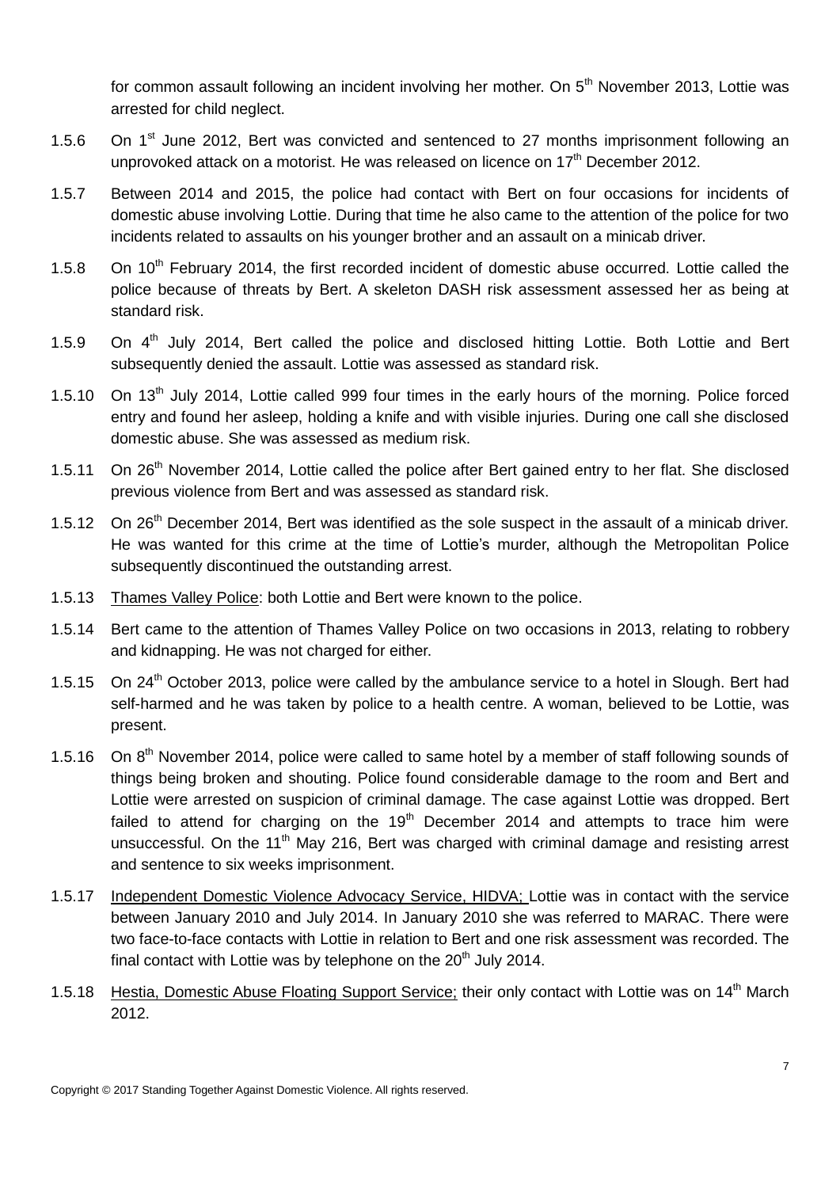for common assault following an incident involving her mother. On 5th November 2013, Lottie was arrested for child neglect.

1.5.6 On 1st June 2012, Bert was convicted and sentenced to 27 months imprisonment following an unprovoked attack on a motorist. He was released on licence on 17th December 2012.

1.5.7 Between 2014 and 2015, the police had contact with Bert on four occasions for incidents of domestic abuse involving Lottie. During that time he also came to the attention of the police for two incidents related to assaults on his younger brother and an assault on a minicab driver.

1.5.8 On 10th February 2014, the first recorded incident of domestic abuse occurred. Lottie called the police because of threats by Bert. A skeleton DASH risk assessment assessed her as being at standard risk.

1.5.9 On 4th July 2014, Bert called the police and disclosed hitting Lottie. Both Lottie and Bert subsequently denied the assault. Lottie was assessed as standard risk.

1.5.10 On 13th July 2014, Lottie called 999 four times in the early hours of the morning. Police forced entry and found her asleep, holding a knife and with visible injuries. During one call she disclosed domestic abuse. She was assessed as medium risk.

1.5.11 On 26th November 2014, Lottie called the police after Bert gained entry to her flat. She disclosed previous violence from Bert and was assessed as standard risk.

1.5.12 On 26th December 2014, Bert was identified as the sole suspect in the assault of a minicab driver. He was wanted for this crime at the time of Lottie's murder, although the Metropolitan Police subsequently discontinued the outstanding arrest.

1.5.13 Thames Valley Police: both Lottie and Bert were known to the police.

1.5.14 Bert came to the attention of Thames Valley Police on two occasions in 2013, relating to robbery and kidnapping. He was not charged for either.

1.5.15 On 24th October 2013, police were called by the ambulance service to a hotel in Slough. Bert had self-harmed and he was taken by police to a health centre. A woman, believed to be Lottie, was present.

1.5.16 On 8th November 2014, police were called to same hotel by a member of staff following sounds of things being broken and shouting. Police found considerable damage to the room and Bert and Lottie were arrested on suspicion of criminal damage. The case against Lottie was dropped. Bert failed to attend for charging on the 19th December 2014 and attempts to trace him were unsuccessful. On the 11th May 216, Bert was charged with criminal damage and resisting arrest and sentence to six weeks imprisonment.

1.5.17 Independent Domestic Violence Advocacy Service, HIDVA; Lottie was in contact with the service between January 2010 and July 2014. In January 2010 she was referred to MARAC. There were two face-to-face contacts with Lottie in relation to Bert and one risk assessment was recorded. The final contact with Lottie was by telephone on the 20th July 2014.

1.5.18 Hestia, Domestic Abuse Floating Support Service; their only contact with Lottie was on 14th March 2012.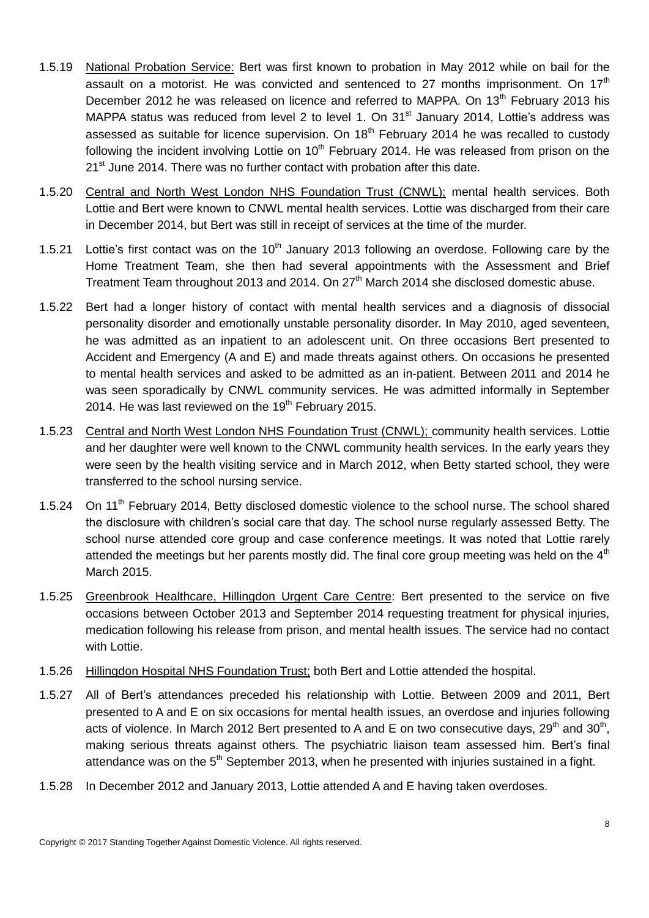1.5.19 National Probation Service: Bert was first known to probation in May 2012 while on bail for the assault on a motorist. He was convicted and sentenced to 27 months imprisonment. On 17th December 2012 he was released on licence and referred to MAPPA. On 13th February 2013 his MAPPA status was reduced from level 2 to level 1. On 31st January 2014, Lottie's address was assessed as suitable for licence supervision. On 18th February 2014 he was recalled to custody following the incident involving Lottie on 10th February 2014. He was released from prison on the 21st June 2014. There was no further contact with probation after this date.

1.5.20 Central and North West London NHS Foundation Trust (CNWL); mental health services. Both Lottie and Bert were known to CNWL mental health services. Lottie was discharged from their care in December 2014, but Bert was still in receipt of services at the time of the murder.

1.5.21 Lottie's first contact was on the 10th January 2013 following an overdose. Following care by the Home Treatment Team, she then had several appointments with the Assessment and Brief Treatment Team throughout 2013 and 2014. On 27th March 2014 she disclosed domestic abuse.

1.5.22 Bert had a longer history of contact with mental health services and a diagnosis of dissocial personality disorder and emotionally unstable personality disorder. In May 2010, aged seventeen, he was admitted as an inpatient to an adolescent unit. On three occasions Bert presented to Accident and Emergency (A and E) and made threats against others. On occasions he presented to mental health services and asked to be admitted as an in-patient. Between 2011 and 2014 he was seen sporadically by CNWL community services. He was admitted informally in September 2014. He was last reviewed on the 19th February 2015.

1.5.23 Central and North West London NHS Foundation Trust (CNWL); community health services. Lottie and her daughter were well known to the CNWL community health services. In the early years they were seen by the health visiting service and in March 2012, when Betty started school, they were transferred to the school nursing service.

1.5.24 On 11th February 2014, Betty disclosed domestic violence to the school nurse. The school shared the disclosure with children's social care that day. The school nurse regularly assessed Betty. The school nurse attended core group and case conference meetings. It was noted that Lottie rarely attended the meetings but her parents mostly did. The final core group meeting was held on the 4th March 2015.

1.5.25 Greenbrook Healthcare, Hillingdon Urgent Care Centre: Bert presented to the service on five occasions between October 2013 and September 2014 requesting treatment for physical injuries, medication following his release from prison, and mental health issues. The service had no contact with Lottie.

1.5.26 Hillingdon Hospital NHS Foundation Trust; both Bert and Lottie attended the hospital.

1.5.27 All of Bert's attendances preceded his relationship with Lottie. Between 2009 and 2011, Bert presented to A and E on six occasions for mental health issues, an overdose and injuries following acts of violence. In March 2012 Bert presented to A and E on two consecutive days, 29th and 30th, making serious threats against others. The psychiatric liaison team assessed him. Bert's final attendance was on the 5th September 2013, when he presented with injuries sustained in a fight.

1.5.28 In December 2012 and January 2013, Lottie attended A and E having taken overdoses.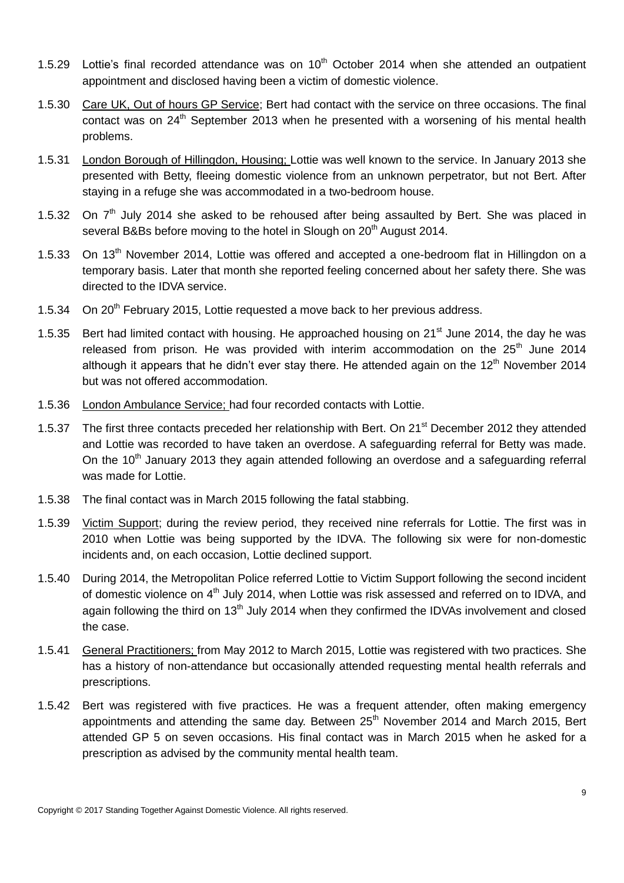1.5.29 Lottie's final recorded attendance was on 10th October 2014 when she attended an outpatient appointment and disclosed having been a victim of domestic violence.

1.5.30 Care UK, Out of hours GP Service; Bert had contact with the service on three occasions. The final contact was on 24th September 2013 when he presented with a worsening of his mental health problems.

1.5.31 London Borough of Hillingdon, Housing; Lottie was well known to the service. In January 2013 she presented with Betty, fleeing domestic violence from an unknown perpetrator, but not Bert. After staying in a refuge she was accommodated in a two-bedroom house.

1.5.32 On 7th July 2014 she asked to be rehoused after being assaulted by Bert. She was placed in several B&Bs before moving to the hotel in Slough on 20th August 2014.

1.5.33 On 13th November 2014, Lottie was offered and accepted a one-bedroom flat in Hillingdon on a temporary basis. Later that month she reported feeling concerned about her safety there. She was directed to the IDVA service.

1.5.34 On 20th February 2015, Lottie requested a move back to her previous address.

1.5.35 Bert had limited contact with housing. He approached housing on 21st June 2014, the day he was released from prison. He was provided with interim accommodation on the 25th June 2014 although it appears that he didn't ever stay there. He attended again on the 12th November 2014 but was not offered accommodation.

1.5.36 London Ambulance Service; had four recorded contacts with Lottie.

1.5.37 The first three contacts preceded her relationship with Bert. On 21st December 2012 they attended and Lottie was recorded to have taken an overdose. A safeguarding referral for Betty was made. On the 10th January 2013 they again attended following an overdose and a safeguarding referral was made for Lottie.

1.5.38 The final contact was in March 2015 following the fatal stabbing.

1.5.39 Victim Support; during the review period, they received nine referrals for Lottie. The first was in 2010 when Lottie was being supported by the IDVA. The following six were for non-domestic incidents and, on each occasion, Lottie declined support.

1.5.40 During 2014, the Metropolitan Police referred Lottie to Victim Support following the second incident of domestic violence on 4th July 2014, when Lottie was risk assessed and referred on to IDVA, and again following the third on 13th July 2014 when they confirmed the IDVAs involvement and closed the case.

1.5.41 General Practitioners; from May 2012 to March 2015, Lottie was registered with two practices. She has a history of non-attendance but occasionally attended requesting mental health referrals and prescriptions.

1.5.42 Bert was registered with five practices. He was a frequent attender, often making emergency appointments and attending the same day. Between 25th November 2014 and March 2015, Bert attended GP 5 on seven occasions. His final contact was in March 2015 when he asked for a prescription as advised by the community mental health team.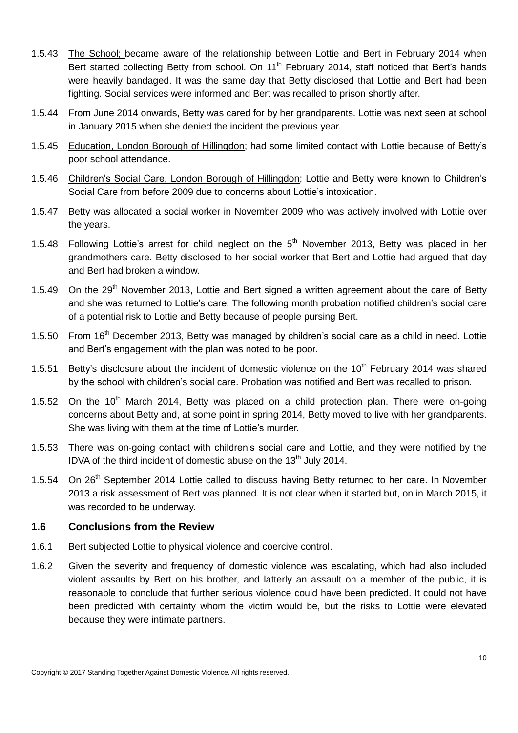1.5.43 The School; became aware of the relationship between Lottie and Bert in February 2014 when Bert started collecting Betty from school. On 11th February 2014, staff noticed that Bert's hands were heavily bandaged. It was the same day that Betty disclosed that Lottie and Bert had been fighting. Social services were informed and Bert was recalled to prison shortly after.

1.5.44 From June 2014 onwards, Betty was cared for by her grandparents. Lottie was next seen at school in January 2015 when she denied the incident the previous year.

1.5.45 Education, London Borough of Hillingdon; had some limited contact with Lottie because of Betty's poor school attendance.

1.5.46 Children's Social Care, London Borough of Hillingdon; Lottie and Betty were known to Children's Social Care from before 2009 due to concerns about Lottie's intoxication.

1.5.47 Betty was allocated a social worker in November 2009 who was actively involved with Lottie over the years.

1.5.48 Following Lottie's arrest for child neglect on the 5th November 2013, Betty was placed in her grandmothers care. Betty disclosed to her social worker that Bert and Lottie had argued that day and Bert had broken a window.

1.5.49 On the 29th November 2013, Lottie and Bert signed a written agreement about the care of Betty and she was returned to Lottie's care. The following month probation notified children's social care of a potential risk to Lottie and Betty because of people pursing Bert.

1.5.50 From 16th December 2013, Betty was managed by children's social care as a child in need. Lottie and Bert's engagement with the plan was noted to be poor.

1.5.51 Betty's disclosure about the incident of domestic violence on the 10th February 2014 was shared by the school with children's social care. Probation was notified and Bert was recalled to prison.

1.5.52 On the 10th March 2014, Betty was placed on a child protection plan. There were on-going concerns about Betty and, at some point in spring 2014, Betty moved to live with her grandparents. She was living with them at the time of Lottie's murder.

1.5.53 There was on-going contact with children's social care and Lottie, and they were notified by the IDVA of the third incident of domestic abuse on the 13th July 2014.

1.5.54 On 26th September 2014 Lottie called to discuss having Betty returned to her care. In November 2013 a risk assessment of Bert was planned. It is not clear when it started but, on in March 2015, it was recorded to be underway.

### 1.6 Conclusions from the Review

1.6.1 Bert subjected Lottie to physical violence and coercive control.

1.6.2 Given the severity and frequency of domestic violence was escalating, which had also included violent assaults by Bert on his brother, and latterly an assault on a member of the public, it is reasonable to conclude that further serious violence could have been predicted. It could not have been predicted with certainty whom the victim would be, but the risks to Lottie were elevated because they were intimate partners.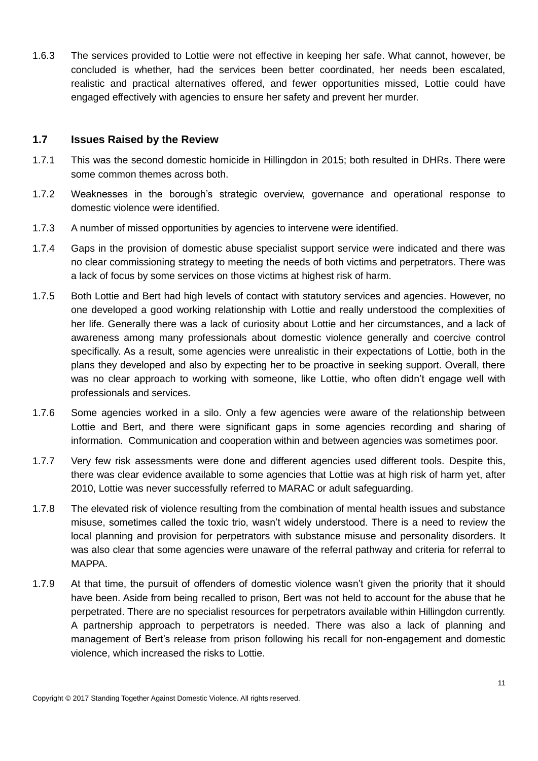1.6.3 The services provided to Lottie were not effective in keeping her safe. What cannot, however, be concluded is whether, had the services been better coordinated, her needs been escalated, realistic and practical alternatives offered, and fewer opportunities missed, Lottie could have engaged effectively with agencies to ensure her safety and prevent her murder.

## 1.7 Issues Raised by the Review

1.7.1 This was the second domestic homicide in Hillingdon in 2015; both resulted in DHRs. There were some common themes across both.

1.7.2 Weaknesses in the borough's strategic overview, governance and operational response to domestic violence were identified.

1.7.3 A number of missed opportunities by agencies to intervene were identified.

1.7.4 Gaps in the provision of domestic abuse specialist support service were indicated and there was no clear commissioning strategy to meeting the needs of both victims and perpetrators. There was a lack of focus by some services on those victims at highest risk of harm.

1.7.5 Both Lottie and Bert had high levels of contact with statutory services and agencies. However, no one developed a good working relationship with Lottie and really understood the complexities of her life. Generally there was a lack of curiosity about Lottie and her circumstances, and a lack of awareness among many professionals about domestic violence generally and coercive control specifically. As a result, some agencies were unrealistic in their expectations of Lottie, both in the plans they developed and also by expecting her to be proactive in seeking support. Overall, there was no clear approach to working with someone, like Lottie, who often didn't engage well with professionals and services.

1.7.6 Some agencies worked in a silo. Only a few agencies were aware of the relationship between Lottie and Bert, and there were significant gaps in some agencies recording and sharing of information. Communication and cooperation within and between agencies was sometimes poor.

1.7.7 Very few risk assessments were done and different agencies used different tools. Despite this, there was clear evidence available to some agencies that Lottie was at high risk of harm yet, after 2010, Lottie was never successfully referred to MARAC or adult safeguarding.

1.7.8 The elevated risk of violence resulting from the combination of mental health issues and substance misuse, sometimes called the toxic trio, wasn't widely understood. There is a need to review the local planning and provision for perpetrators with substance misuse and personality disorders. It was also clear that some agencies were unaware of the referral pathway and criteria for referral to MAPPA.

1.7.9 At that time, the pursuit of offenders of domestic violence wasn't given the priority that it should have been. Aside from being recalled to prison, Bert was not held to account for the abuse that he perpetrated. There are no specialist resources for perpetrators available within Hillingdon currently. A partnership approach to perpetrators is needed. There was also a lack of planning and management of Bert's release from prison following his recall for non-engagement and domestic violence, which increased the risks to Lottie.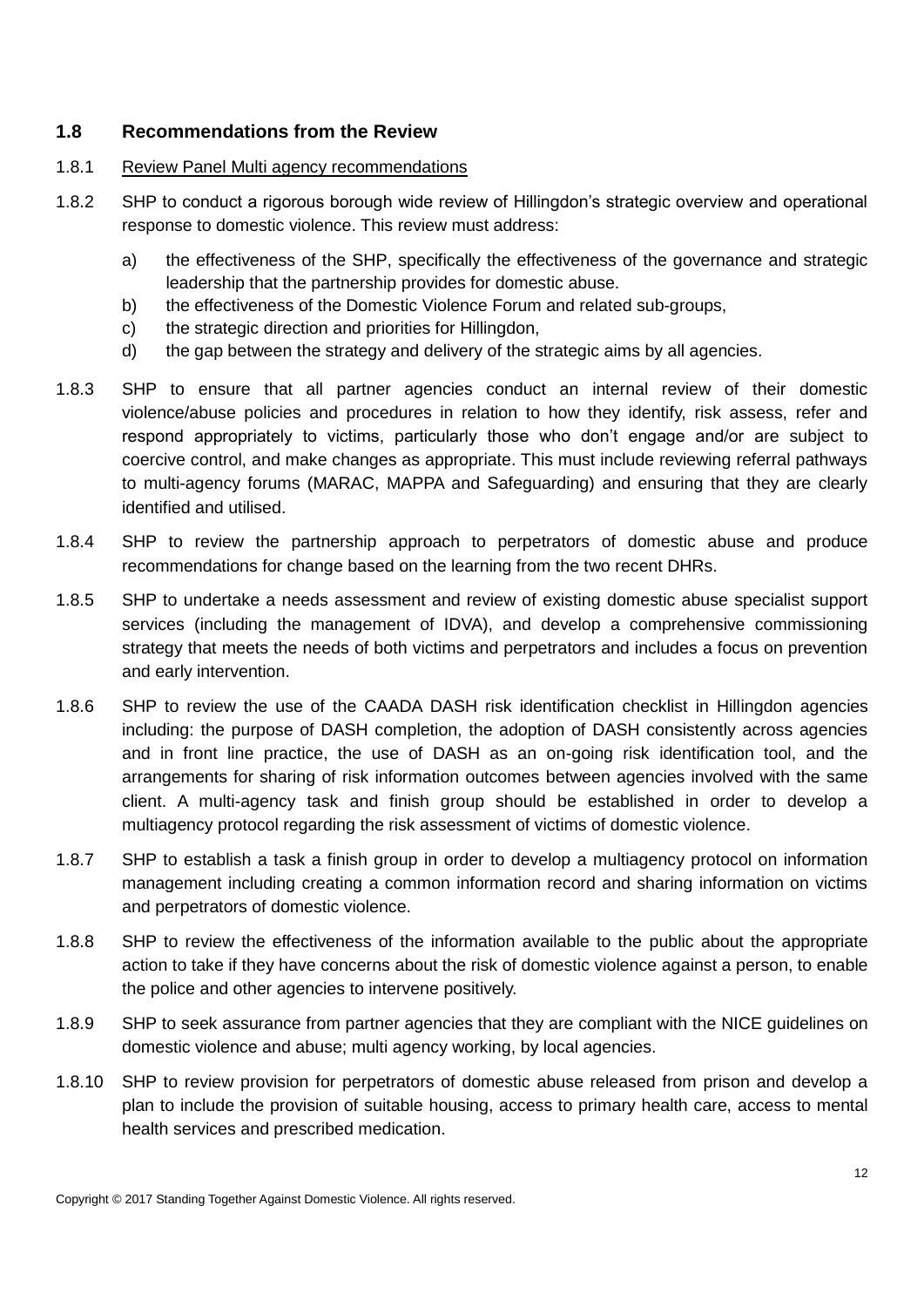## 1.8 Recommendations from the Review

1.8.1 <u>Review Panel Multi agency recommendations</u>

1.8.2 SHP to conduct a rigorous borough wide review of Hillingdon's strategic overview and operational response to domestic violence. This review must address:

a) the effectiveness of the SHP, specifically the effectiveness of the governance and strategic leadership that the partnership provides for domestic abuse.
b) the effectiveness of the Domestic Violence Forum and related sub-groups,
c) the strategic direction and priorities for Hillingdon,
d) the gap between the strategy and delivery of the strategic aims by all agencies.

1.8.3 SHP to ensure that all partner agencies conduct an internal review of their domestic violence/abuse policies and procedures in relation to how they identify, risk assess, refer and respond appropriately to victims, particularly those who don't engage and/or are subject to coercive control, and make changes as appropriate. This must include reviewing referral pathways to multi-agency forums (MARAC, MAPPA and Safeguarding) and ensuring that they are clearly identified and utilised.

1.8.4 SHP to review the partnership approach to perpetrators of domestic abuse and produce recommendations for change based on the learning from the two recent DHRs.

1.8.5 SHP to undertake a needs assessment and review of existing domestic abuse specialist support services (including the management of IDVA), and develop a comprehensive commissioning strategy that meets the needs of both victims and perpetrators and includes a focus on prevention and early intervention.

1.8.6 SHP to review the use of the CAADA DASH risk identification checklist in Hillingdon agencies including: the purpose of DASH completion, the adoption of DASH consistently across agencies and in front line practice, the use of DASH as an on-going risk identification tool, and the arrangements for sharing of risk information outcomes between agencies involved with the same client. A multi-agency task and finish group should be established in order to develop a multiagency protocol regarding the risk assessment of victims of domestic violence.

1.8.7 SHP to establish a task a finish group in order to develop a multiagency protocol on information management including creating a common information record and sharing information on victims and perpetrators of domestic violence.

1.8.8 SHP to review the effectiveness of the information available to the public about the appropriate action to take if they have concerns about the risk of domestic violence against a person, to enable the police and other agencies to intervene positively.

1.8.9 SHP to seek assurance from partner agencies that they are compliant with the NICE guidelines on domestic violence and abuse; multi agency working, by local agencies.

1.8.10 SHP to review provision for perpetrators of domestic abuse released from prison and develop a plan to include the provision of suitable housing, access to primary health care, access to mental health services and prescribed medication.

Copyright © 2017 Standing Together Against Domestic Violence. All rights reserved.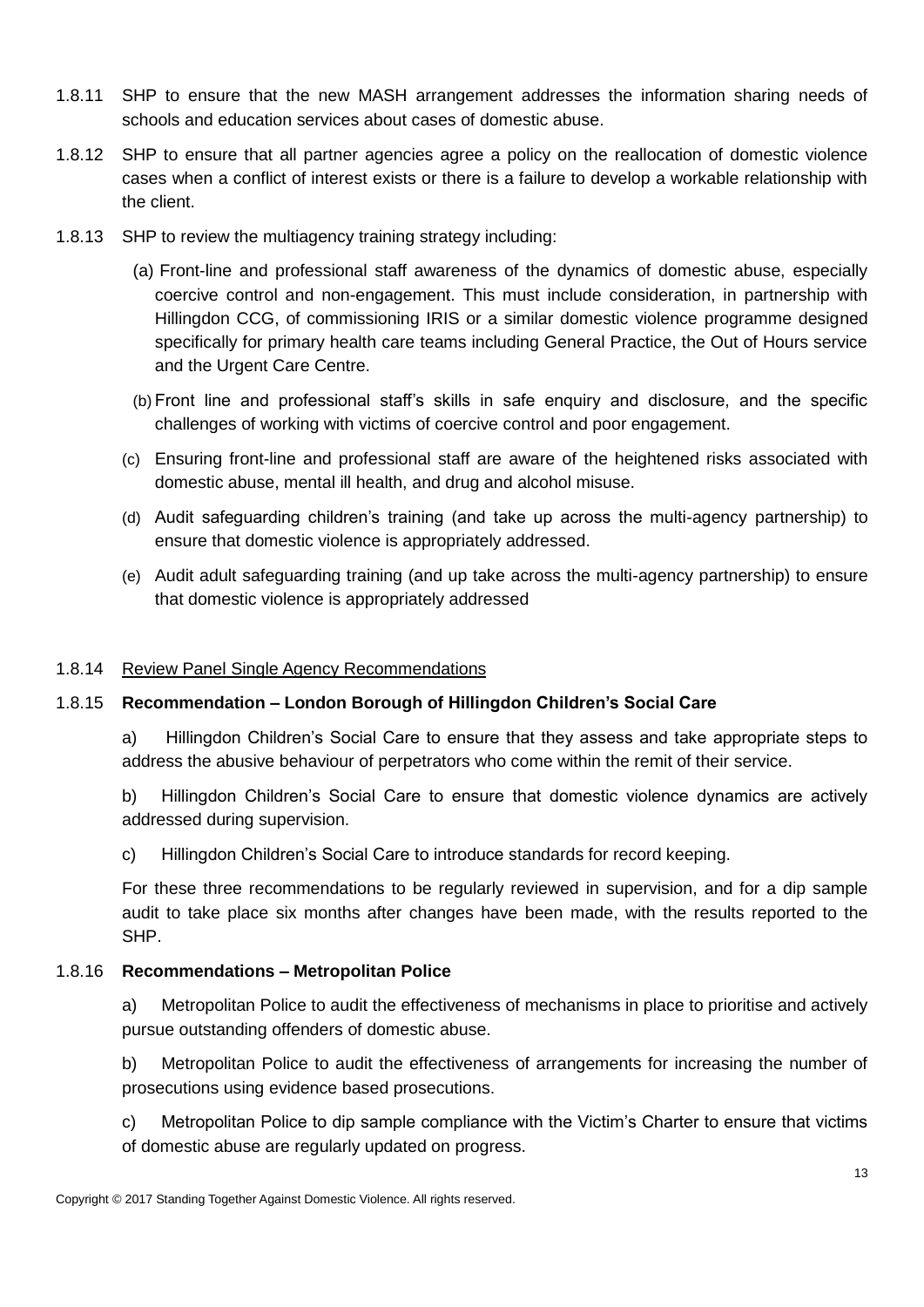1.8.11 SHP to ensure that the new MASH arrangement addresses the information sharing needs of schools and education services about cases of domestic abuse.

1.8.12 SHP to ensure that all partner agencies agree a policy on the reallocation of domestic violence cases when a conflict of interest exists or there is a failure to develop a workable relationship with the client.

1.8.13 SHP to review the multiagency training strategy including:

(a) Front-line and professional staff awareness of the dynamics of domestic abuse, especially coercive control and non-engagement. This must include consideration, in partnership with Hillingdon CCG, of commissioning IRIS or a similar domestic violence programme designed specifically for primary health care teams including General Practice, the Out of Hours service and the Urgent Care Centre.

(b) Front line and professional staff's skills in safe enquiry and disclosure, and the specific challenges of working with victims of coercive control and poor engagement.

(c) Ensuring front-line and professional staff are aware of the heightened risks associated with domestic abuse, mental ill health, and drug and alcohol misuse.

(d) Audit safeguarding children's training (and take up across the multi-agency partnership) to ensure that domestic violence is appropriately addressed.

(e) Audit adult safeguarding training (and up take across the multi-agency partnership) to ensure that domestic violence is appropriately addressed

1.8.14 <u>Review Panel Single Agency Recommendations</u>

1.8.15 **Recommendation – London Borough of Hillingdon Children's Social Care**

a) Hillingdon Children's Social Care to ensure that they assess and take appropriate steps to address the abusive behaviour of perpetrators who come within the remit of their service.

b) Hillingdon Children's Social Care to ensure that domestic violence dynamics are actively addressed during supervision.

c) Hillingdon Children's Social Care to introduce standards for record keeping.

For these three recommendations to be regularly reviewed in supervision, and for a dip sample audit to take place six months after changes have been made, with the results reported to the SHP.

1.8.16 **Recommendations – Metropolitan Police**

a) Metropolitan Police to audit the effectiveness of mechanisms in place to prioritise and actively pursue outstanding offenders of domestic abuse.

b) Metropolitan Police to audit the effectiveness of arrangements for increasing the number of prosecutions using evidence based prosecutions.

c) Metropolitan Police to dip sample compliance with the Victim's Charter to ensure that victims of domestic abuse are regularly updated on progress.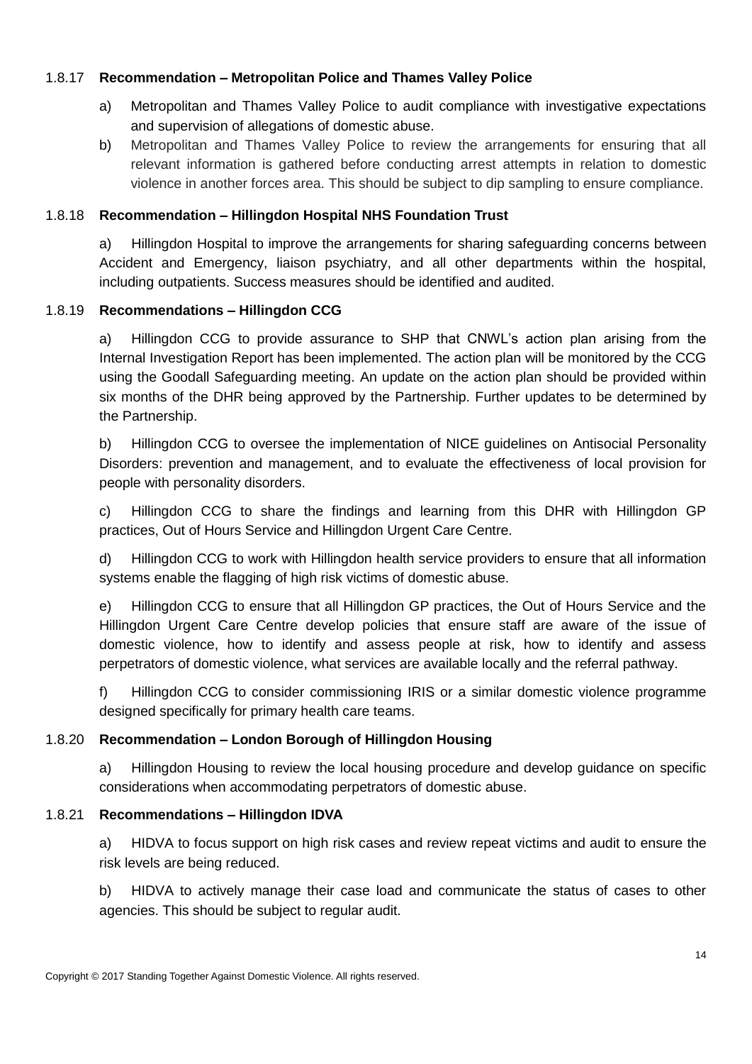#### 1.8.17 Recommendation – Metropolitan Police and Thames Valley Police

a) Metropolitan and Thames Valley Police to audit compliance with investigative expectations and supervision of allegations of domestic abuse.

b) Metropolitan and Thames Valley Police to review the arrangements for ensuring that all relevant information is gathered before conducting arrest attempts in relation to domestic violence in another forces area. This should be subject to dip sampling to ensure compliance.

#### 1.8.18 Recommendation – Hillingdon Hospital NHS Foundation Trust

a) Hillingdon Hospital to improve the arrangements for sharing safeguarding concerns between Accident and Emergency, liaison psychiatry, and all other departments within the hospital, including outpatients. Success measures should be identified and audited.

#### 1.8.19 Recommendations – Hillingdon CCG

a) Hillingdon CCG to provide assurance to SHP that CNWL's action plan arising from the Internal Investigation Report has been implemented. The action plan will be monitored by the CCG using the Goodall Safeguarding meeting. An update on the action plan should be provided within six months of the DHR being approved by the Partnership. Further updates to be determined by the Partnership.

b) Hillingdon CCG to oversee the implementation of NICE guidelines on Antisocial Personality Disorders: prevention and management, and to evaluate the effectiveness of local provision for people with personality disorders.

c) Hillingdon CCG to share the findings and learning from this DHR with Hillingdon GP practices, Out of Hours Service and Hillingdon Urgent Care Centre.

d) Hillingdon CCG to work with Hillingdon health service providers to ensure that all information systems enable the flagging of high risk victims of domestic abuse.

e) Hillingdon CCG to ensure that all Hillingdon GP practices, the Out of Hours Service and the Hillingdon Urgent Care Centre develop policies that ensure staff are aware of the issue of domestic violence, how to identify and assess people at risk, how to identify and assess perpetrators of domestic violence, what services are available locally and the referral pathway.

f) Hillingdon CCG to consider commissioning IRIS or a similar domestic violence programme designed specifically for primary health care teams.

#### 1.8.20 Recommendation – London Borough of Hillingdon Housing

a) Hillingdon Housing to review the local housing procedure and develop guidance on specific considerations when accommodating perpetrators of domestic abuse.

#### 1.8.21 Recommendations – Hillingdon IDVA

a) HIDVA to focus support on high risk cases and review repeat victims and audit to ensure the risk levels are being reduced.

b) HIDVA to actively manage their case load and communicate the status of cases to other agencies. This should be subject to regular audit.

Copyright © 2017 Standing Together Against Domestic Violence. All rights reserved.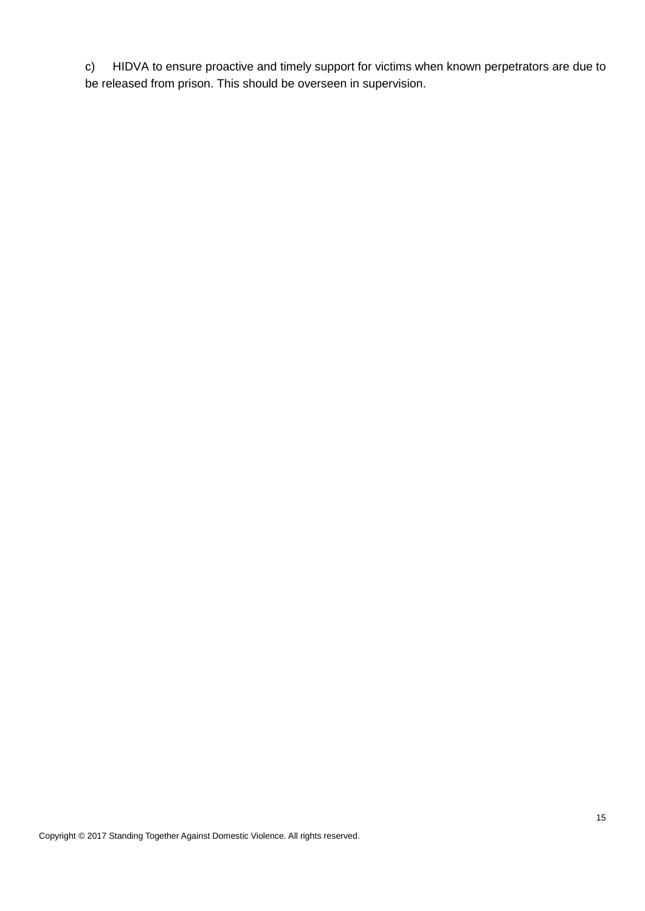c) HIDVA to ensure proactive and timely support for victims when known perpetrators are due to be released from prison. This should be overseen in supervision.

Copyright © 2017 Standing Together Against Domestic Violence. All rights reserved.